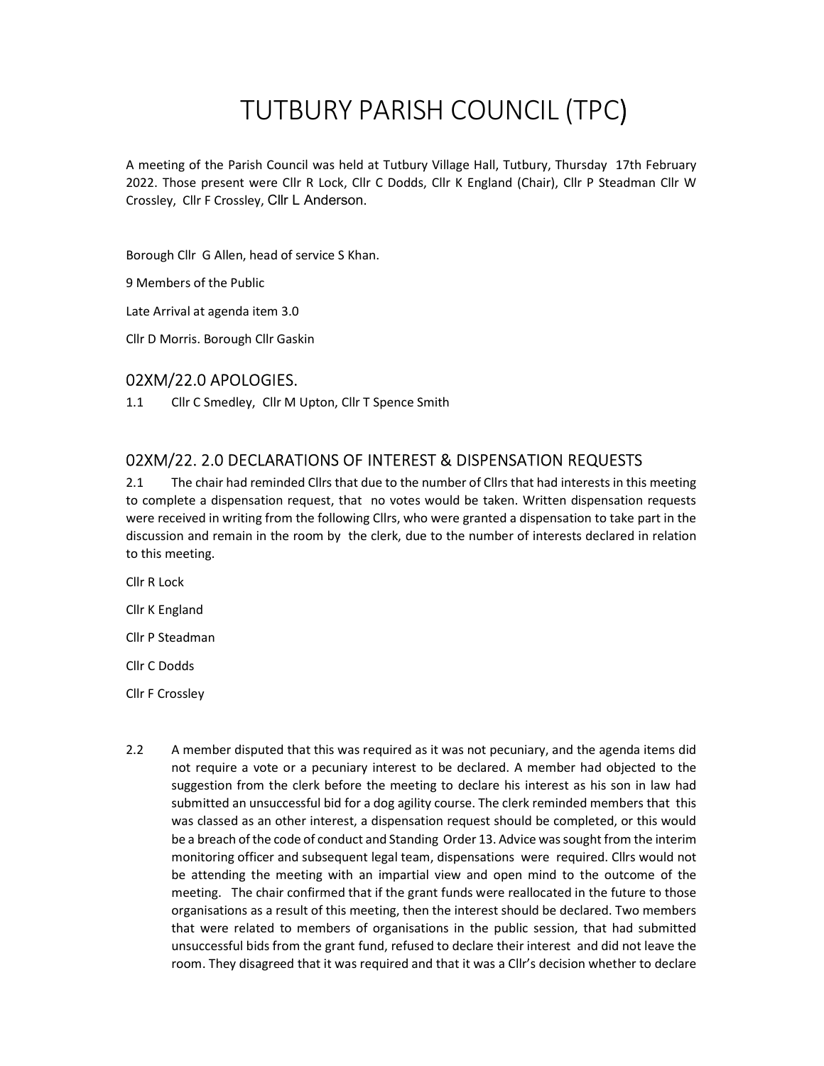# TUTBURY PARISH COUNCIL (TPC)

A meeting of the Parish Council was held at Tutbury Village Hall, Tutbury, Thursday 17th February 2022. Those present were Cllr R Lock, Cllr C Dodds, Cllr K England (Chair), Cllr P Steadman Cllr W Crossley, Cllr F Crossley, Cllr L Anderson.

Borough Cllr G Allen, head of service S Khan.

9 Members of the Public

Late Arrival at agenda item 3.0

Cllr D Morris. Borough Cllr Gaskin

## 02XM/22.0 APOLOGIES.

1.1 Cllr C Smedley, Cllr M Upton, Cllr T Spence Smith

## 02XM/22. 2.0 DECLARATIONS OF INTEREST & DISPENSATION REQUESTS

2.1 The chair had reminded Cllrs that due to the number of Cllrs that had interests in this meeting to complete a dispensation request, that no votes would be taken. Written dispensation requests were received in writing from the following Cllrs, who were granted a dispensation to take part in the discussion and remain in the room by the clerk, due to the number of interests declared in relation to this meeting.

Cllr R Lock

Cllr K England

Cllr P Steadman

Cllr C Dodds

Cllr F Crossley

2.2 A member disputed that this was required as it was not pecuniary, and the agenda items did not require a vote or a pecuniary interest to be declared. A member had objected to the suggestion from the clerk before the meeting to declare his interest as his son in law had submitted an unsuccessful bid for a dog agility course. The clerk reminded members that this was classed as an other interest, a dispensation request should be completed, or this would be a breach of the code of conduct and Standing Order 13. Advice was sought from the interim monitoring officer and subsequent legal team, dispensations were required. Cllrs would not be attending the meeting with an impartial view and open mind to the outcome of the meeting. The chair confirmed that if the grant funds were reallocated in the future to those organisations as a result of this meeting, then the interest should be declared. Two members that were related to members of organisations in the public session, that had submitted unsuccessful bids from the grant fund, refused to declare their interest and did not leave the room. They disagreed that it was required and that it was a Cllr's decision whether to declare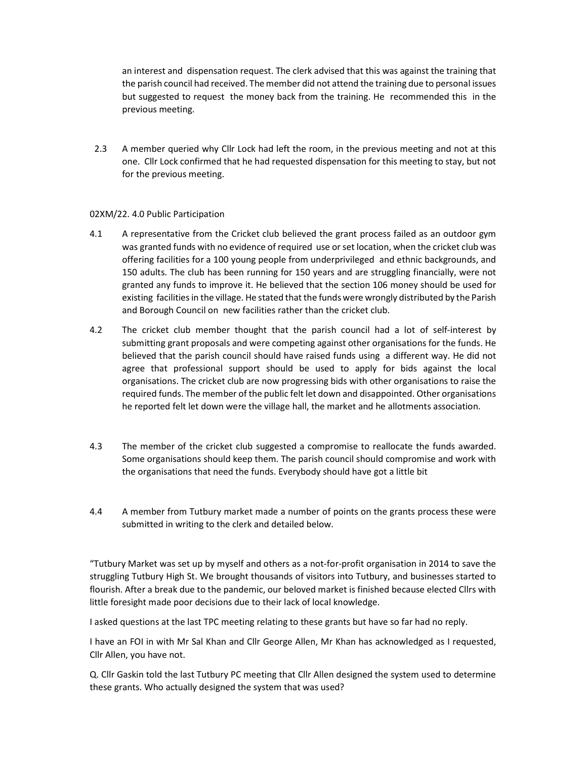an interest and dispensation request. The clerk advised that this was against the training that the parish council had received. The member did not attend the training due to personal issues but suggested to request the money back from the training. He recommended this in the previous meeting.

2.3 A member queried why Cllr Lock had left the room, in the previous meeting and not at this one. Cllr Lock confirmed that he had requested dispensation for this meeting to stay, but not for the previous meeting.

02XM/22. 4.0 Public Participation

4.1 A representative from the Cricket club believed the grant process failed as an outdoor gym was granted funds with no evidence of required use or set location, when the cricket club was offering facilities for a 100 young people from underprivileged and ethnic backgrounds, and 150 adults. The club has been running for 150 years and are struggling financially, were not granted any funds to improve it. He believed that the section 106 money should be used for existing facilities in the village. He stated that the funds were wrongly distributed by the Parish and Borough Council on new facilities rather than the cricket club.

4.2 The cricket club member thought that the parish council had a lot of self-interest by submitting grant proposals and were competing against other organisations for the funds. He believed that the parish council should have raised funds using a different way. He did not agree that professional support should be used to apply for bids against the local organisations. The cricket club are now progressing bids with other organisations to raise the required funds. The member of the public felt let down and disappointed. Other organisations he reported felt let down were the village hall, the market and he allotments association.

4.3 The member of the cricket club suggested a compromise to reallocate the funds awarded. Some organisations should keep them. The parish council should compromise and work with the organisations that need the funds. Everybody should have got a little bit

4.4 A member from Tutbury market made a number of points on the grants process these were submitted in writing to the clerk and detailed below.

"Tutbury Market was set up by myself and others as a not-for-profit organisation in 2014 to save the struggling Tutbury High St. We brought thousands of visitors into Tutbury, and businesses started to flourish. After a break due to the pandemic, our beloved market is finished because elected Cllrs with little foresight made poor decisions due to their lack of local knowledge.

I asked questions at the last TPC meeting relating to these grants but have so far had no reply.

I have an FOI in with Mr Sal Khan and Cllr George Allen, Mr Khan has acknowledged as I requested, Cllr Allen, you have not.

Q. Cllr Gaskin told the last Tutbury PC meeting that Cllr Allen designed the system used to determine these grants. Who actually designed the system that was used?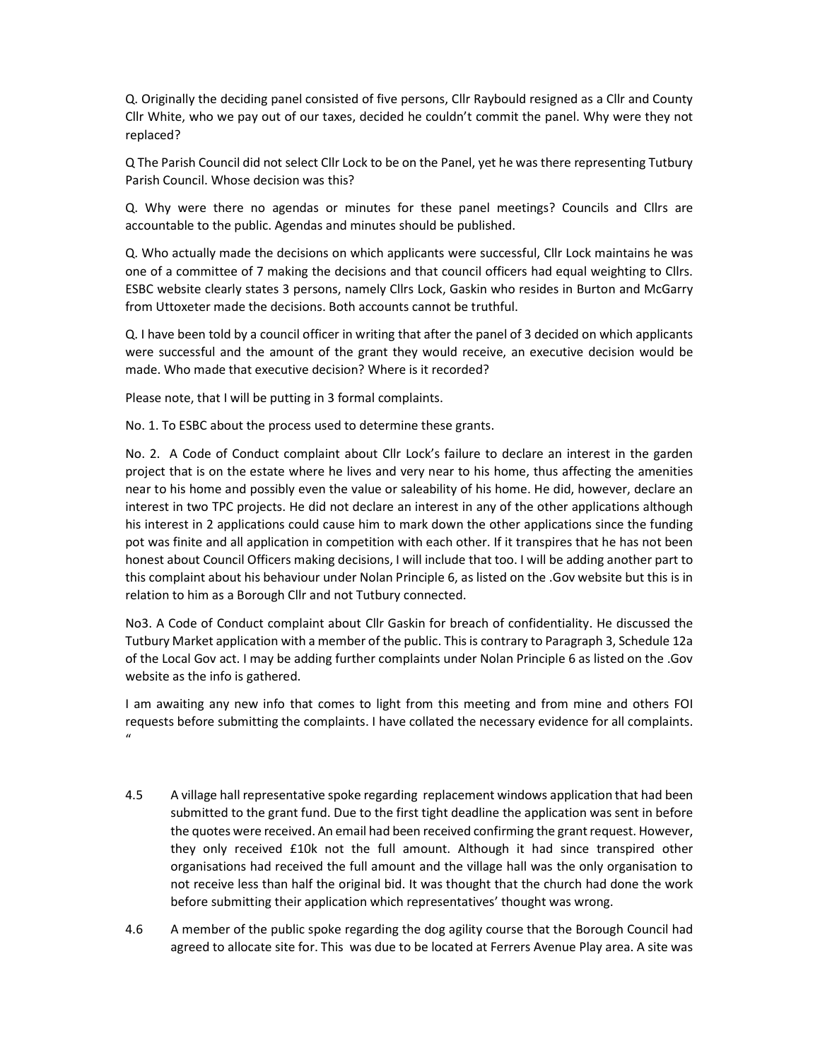Q. Originally the deciding panel consisted of five persons, Cllr Raybould resigned as a Cllr and County Cllr White, who we pay out of our taxes, decided he couldn't commit the panel. Why were they not replaced?

Q The Parish Council did not select Cllr Lock to be on the Panel, yet he was there representing Tutbury Parish Council. Whose decision was this?

Q. Why were there no agendas or minutes for these panel meetings? Councils and Cllrs are accountable to the public. Agendas and minutes should be published.

Q. Who actually made the decisions on which applicants were successful, Cllr Lock maintains he was one of a committee of 7 making the decisions and that council officers had equal weighting to Cllrs. ESBC website clearly states 3 persons, namely Cllrs Lock, Gaskin who resides in Burton and McGarry from Uttoxeter made the decisions. Both accounts cannot be truthful.

Q. I have been told by a council officer in writing that after the panel of 3 decided on which applicants were successful and the amount of the grant they would receive, an executive decision would be made. Who made that executive decision? Where is it recorded?

Please note, that I will be putting in 3 formal complaints.

No. 1. To ESBC about the process used to determine these grants.

No. 2. A Code of Conduct complaint about Cllr Lock's failure to declare an interest in the garden project that is on the estate where he lives and very near to his home, thus affecting the amenities near to his home and possibly even the value or saleability of his home. He did, however, declare an interest in two TPC projects. He did not declare an interest in any of the other applications although his interest in 2 applications could cause him to mark down the other applications since the funding pot was finite and all application in competition with each other. If it transpires that he has not been honest about Council Officers making decisions, I will include that too. I will be adding another part to this complaint about his behaviour under Nolan Principle 6, as listed on the .Gov website but this is in relation to him as a Borough Cllr and not Tutbury connected.

No3. A Code of Conduct complaint about Cllr Gaskin for breach of confidentiality. He discussed the Tutbury Market application with a member of the public. This is contrary to Paragraph 3, Schedule 12a of the Local Gov act. I may be adding further complaints under Nolan Principle 6 as listed on the .Gov website as the info is gathered.

I am awaiting any new info that comes to light from this meeting and from mine and others FOI requests before submitting the complaints. I have collated the necessary evidence for all complaints.
"

4.5 A village hall representative spoke regarding replacement windows application that had been submitted to the grant fund. Due to the first tight deadline the application was sent in before the quotes were received. An email had been received confirming the grant request. However, they only received £10k not the full amount. Although it had since transpired other organisations had received the full amount and the village hall was the only organisation to not receive less than half the original bid. It was thought that the church had done the work before submitting their application which representatives' thought was wrong.

4.6 A member of the public spoke regarding the dog agility course that the Borough Council had agreed to allocate site for. This was due to be located at Ferrers Avenue Play area. A site was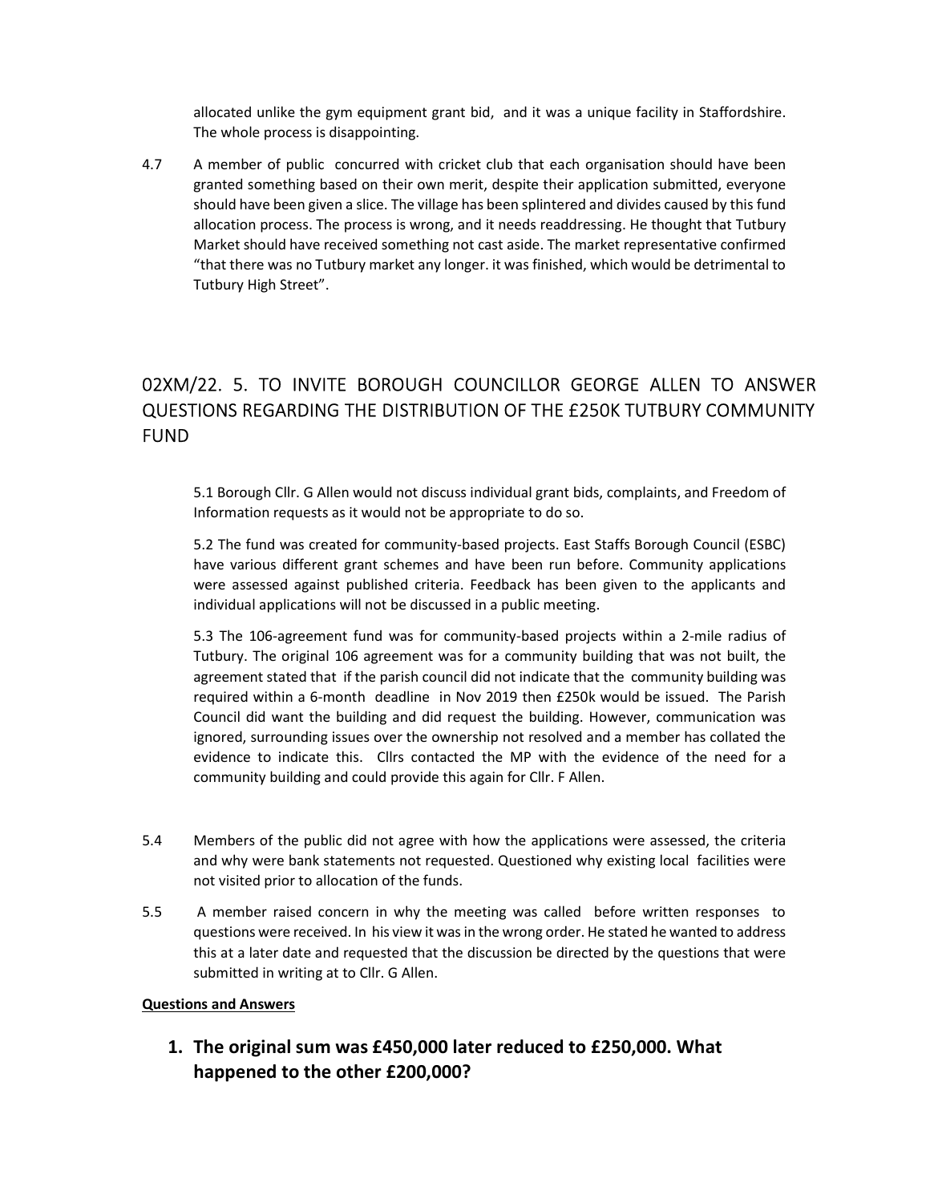allocated unlike the gym equipment grant bid, and it was a unique facility in Staffordshire. The whole process is disappointing.

4.7 A member of public concurred with cricket club that each organisation should have been granted something based on their own merit, despite their application submitted, everyone should have been given a slice. The village has been splintered and divides caused by this fund allocation process. The process is wrong, and it needs readdressing. He thought that Tutbury Market should have received something not cast aside. The market representative confirmed "that there was no Tutbury market any longer. it was finished, which would be detrimental to Tutbury High Street".

## 02XM/22. 5. TO INVITE BOROUGH COUNCILLOR GEORGE ALLEN TO ANSWER QUESTIONS REGARDING THE DISTRIBUTION OF THE £250K TUTBURY COMMUNITY FUND

5.1 Borough Cllr. G Allen would not discuss individual grant bids, complaints, and Freedom of Information requests as it would not be appropriate to do so.

5.2 The fund was created for community-based projects. East Staffs Borough Council (ESBC) have various different grant schemes and have been run before. Community applications were assessed against published criteria. Feedback has been given to the applicants and individual applications will not be discussed in a public meeting.

5.3 The 106-agreement fund was for community-based projects within a 2-mile radius of Tutbury. The original 106 agreement was for a community building that was not built, the agreement stated that if the parish council did not indicate that the community building was required within a 6-month deadline in Nov 2019 then £250k would be issued. The Parish Council did want the building and did request the building. However, communication was ignored, surrounding issues over the ownership not resolved and a member has collated the evidence to indicate this. Cllrs contacted the MP with the evidence of the need for a community building and could provide this again for Cllr. F Allen.

5.4 Members of the public did not agree with how the applications were assessed, the criteria and why were bank statements not requested. Questioned why existing local facilities were not visited prior to allocation of the funds.

5.5 A member raised concern in why the meeting was called before written responses to questions were received. In his view it was in the wrong order. He stated he wanted to address this at a later date and requested that the discussion be directed by the questions that were submitted in writing at to Cllr. G Allen.

**Questions and Answers**

1. **The original sum was £450,000 later reduced to £250,000. What happened to the other £200,000?**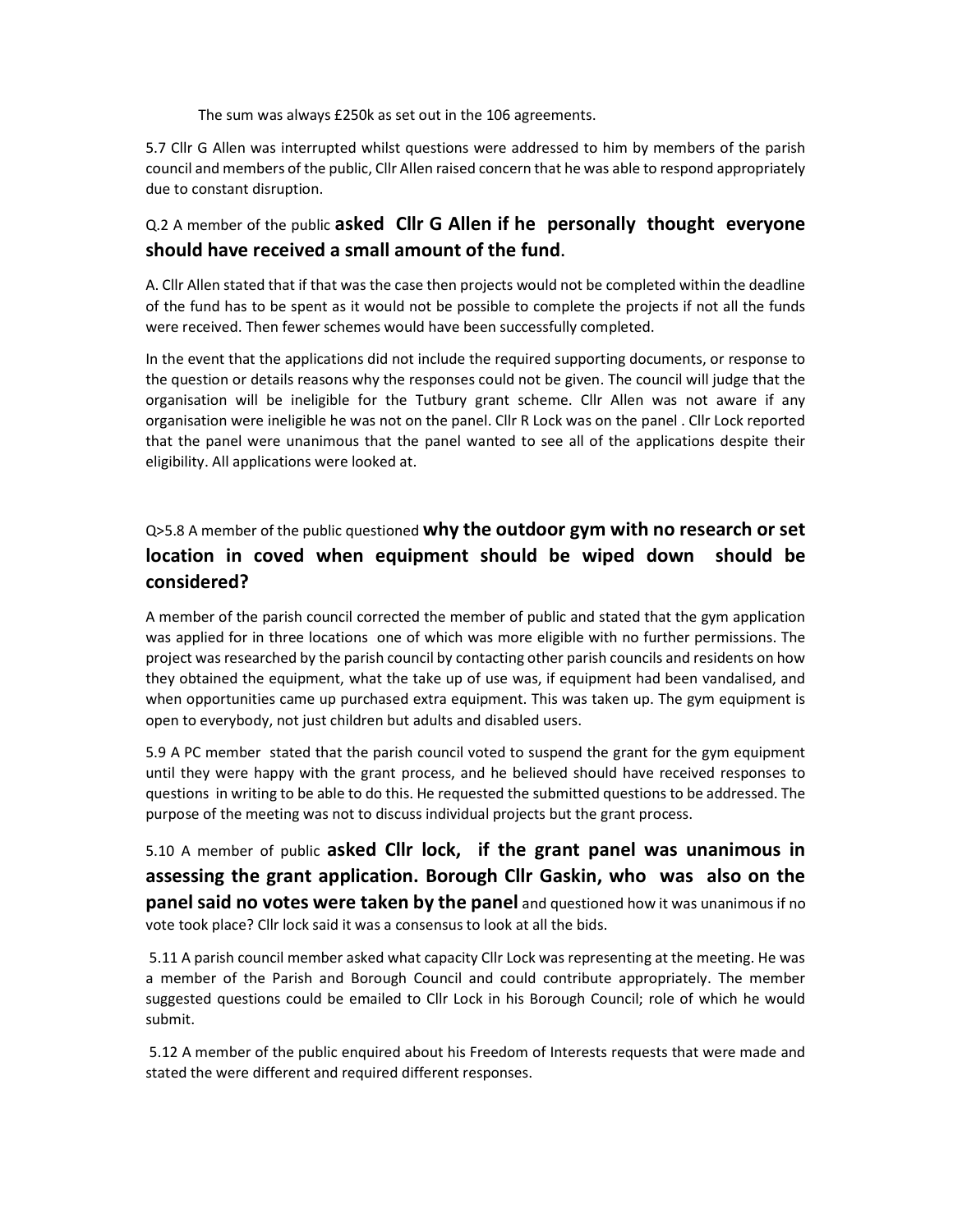The sum was always £250k as set out in the 106 agreements.

5.7 Cllr G Allen was interrupted whilst questions were addressed to him by members of the parish council and members of the public, Cllr Allen raised concern that he was able to respond appropriately due to constant disruption.

Q.2 A member of the public **asked Cllr G Allen if he personally thought everyone should have received a small amount of the fund**.

A. Cllr Allen stated that if that was the case then projects would not be completed within the deadline of the fund has to be spent as it would not be possible to complete the projects if not all the funds were received. Then fewer schemes would have been successfully completed.

In the event that the applications did not include the required supporting documents, or response to the question or details reasons why the responses could not be given. The council will judge that the organisation will be ineligible for the Tutbury grant scheme. Cllr Allen was not aware if any organisation were ineligible he was not on the panel. Cllr R Lock was on the panel . Cllr Lock reported that the panel were unanimous that the panel wanted to see all of the applications despite their eligibility. All applications were looked at.

Q>5.8 A member of the public questioned **why the outdoor gym with no research or set location in coved when equipment should be wiped down should be considered?**

A member of the parish council corrected the member of public and stated that the gym application was applied for in three locations one of which was more eligible with no further permissions. The project was researched by the parish council by contacting other parish councils and residents on how they obtained the equipment, what the take up of use was, if equipment had been vandalised, and when opportunities came up purchased extra equipment. This was taken up. The gym equipment is open to everybody, not just children but adults and disabled users.

5.9 A PC member stated that the parish council voted to suspend the grant for the gym equipment until they were happy with the grant process, and he believed should have received responses to questions in writing to be able to do this. He requested the submitted questions to be addressed. The purpose of the meeting was not to discuss individual projects but the grant process.

5.10 A member of public **asked Cllr lock, if the grant panel was unanimous in assessing the grant application. Borough Cllr Gaskin, who was also on the panel said no votes were taken by the panel** and questioned how it was unanimous if no vote took place? Cllr lock said it was a consensus to look at all the bids.

5.11 A parish council member asked what capacity Cllr Lock was representing at the meeting. He was a member of the Parish and Borough Council and could contribute appropriately. The member suggested questions could be emailed to Cllr Lock in his Borough Council; role of which he would submit.

5.12 A member of the public enquired about his Freedom of Interests requests that were made and stated the were different and required different responses.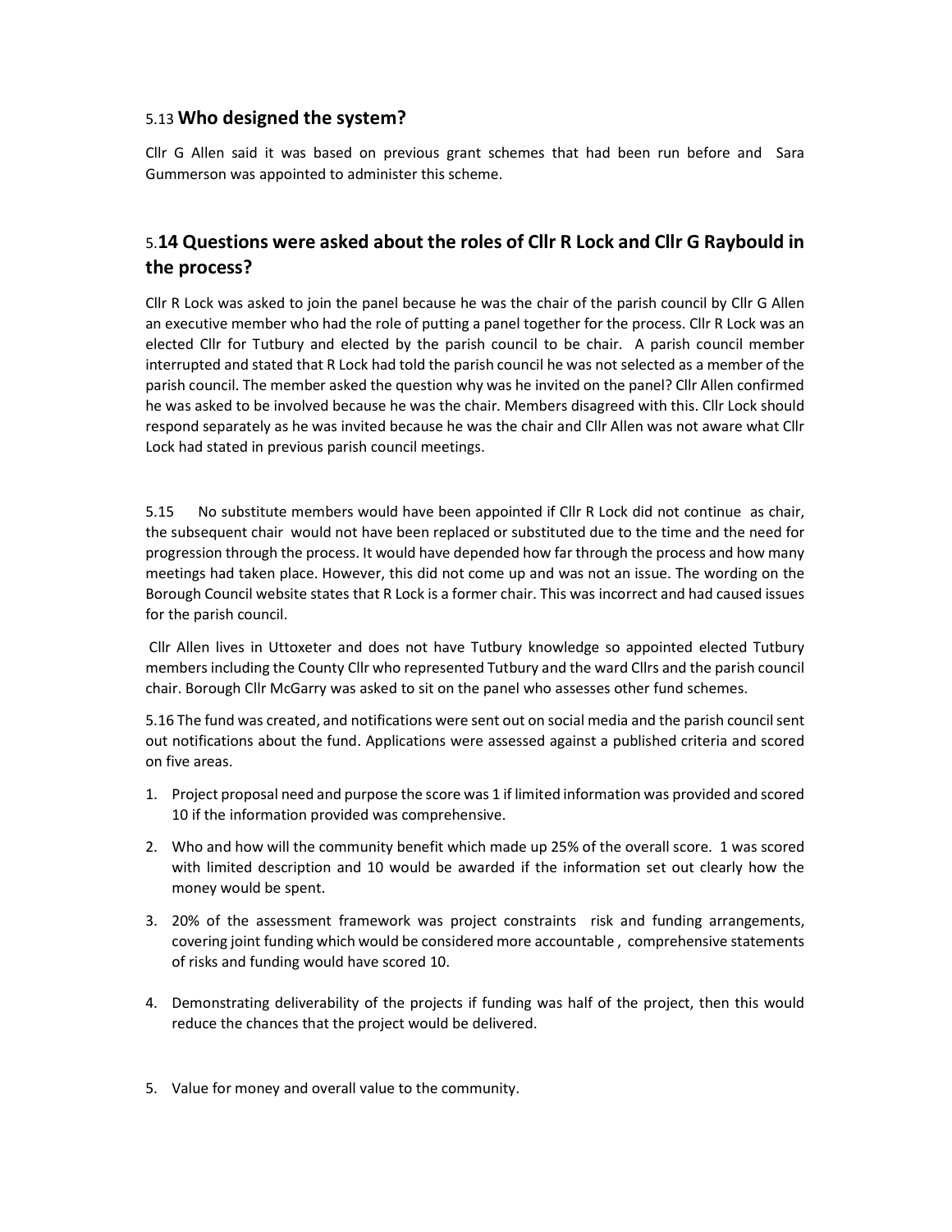### 5.13 Who designed the system?

Cllr G Allen said it was based on previous grant schemes that had been run before and Sara Gummerson was appointed to administer this scheme.

### 5.14 Questions were asked about the roles of Cllr R Lock and Cllr G Raybould in the process?

Cllr R Lock was asked to join the panel because he was the chair of the parish council by Cllr G Allen an executive member who had the role of putting a panel together for the process. Cllr R Lock was an elected Cllr for Tutbury and elected by the parish council to be chair. A parish council member interrupted and stated that R Lock had told the parish council he was not selected as a member of the parish council. The member asked the question why was he invited on the panel? Cllr Allen confirmed he was asked to be involved because he was the chair. Members disagreed with this. Cllr Lock should respond separately as he was invited because he was the chair and Cllr Allen was not aware what Cllr Lock had stated in previous parish council meetings.

5.15 No substitute members would have been appointed if Cllr R Lock did not continue as chair, the subsequent chair would not have been replaced or substituted due to the time and the need for progression through the process. It would have depended how far through the process and how many meetings had taken place. However, this did not come up and was not an issue. The wording on the Borough Council website states that R Lock is a former chair. This was incorrect and had caused issues for the parish council.

Cllr Allen lives in Uttoxeter and does not have Tutbury knowledge so appointed elected Tutbury members including the County Cllr who represented Tutbury and the ward Cllrs and the parish council chair. Borough Cllr McGarry was asked to sit on the panel who assesses other fund schemes.

5.16 The fund was created, and notifications were sent out on social media and the parish council sent out notifications about the fund. Applications were assessed against a published criteria and scored on five areas.

1. Project proposal need and purpose the score was 1 if limited information was provided and scored 10 if the information provided was comprehensive.
2. Who and how will the community benefit which made up 25% of the overall score. 1 was scored with limited description and 10 would be awarded if the information set out clearly how the money would be spent.
3. 20% of the assessment framework was project constraints risk and funding arrangements, covering joint funding which would be considered more accountable , comprehensive statements of risks and funding would have scored 10.
4. Demonstrating deliverability of the projects if funding was half of the project, then this would reduce the chances that the project would be delivered.
5. Value for money and overall value to the community.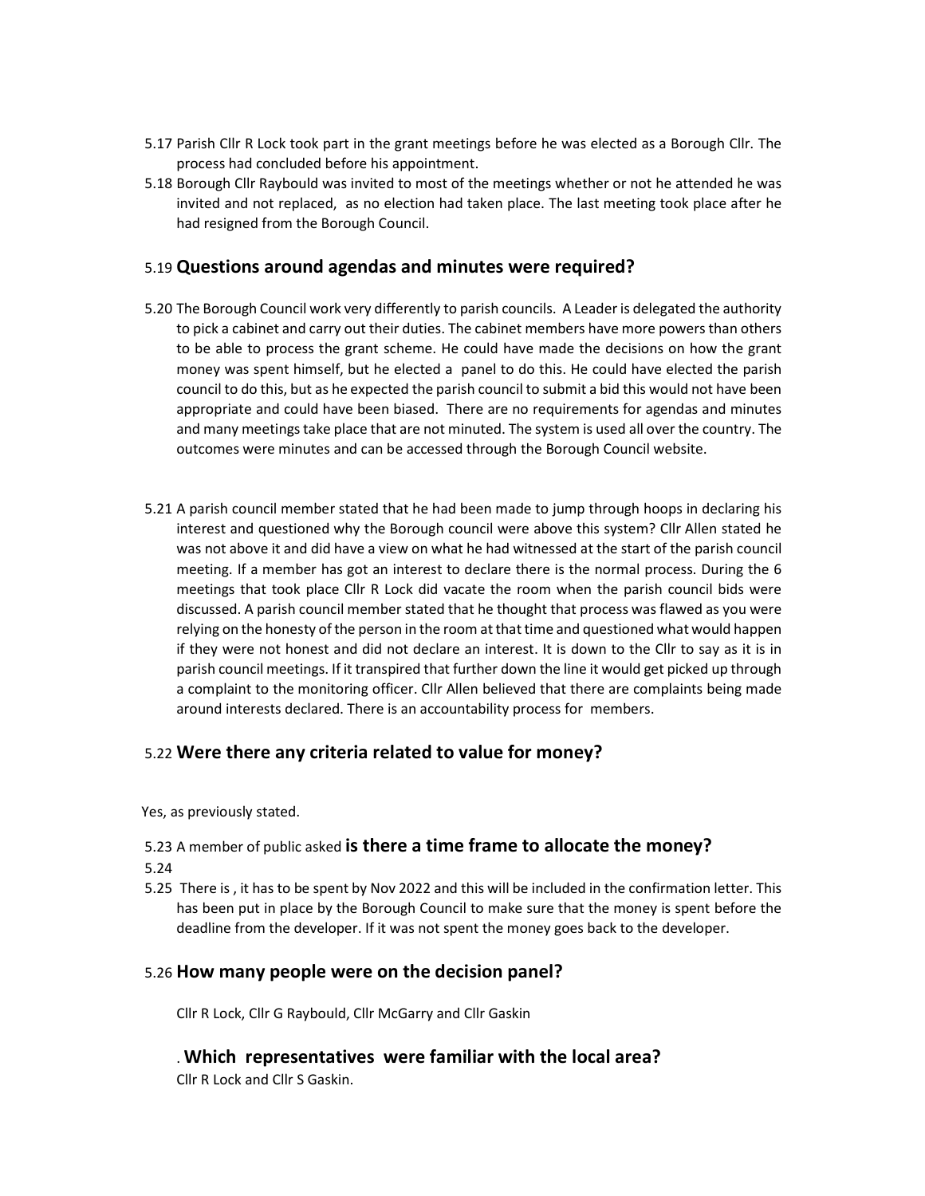5.17 Parish Cllr R Lock took part in the grant meetings before he was elected as a Borough Cllr. The process had concluded before his appointment.

5.18 Borough Cllr Raybould was invited to most of the meetings whether or not he attended he was invited and not replaced, as no election had taken place. The last meeting took place after he had resigned from the Borough Council.

## 5.19 Questions around agendas and minutes were required?

5.20 The Borough Council work very differently to parish councils. A Leader is delegated the authority to pick a cabinet and carry out their duties. The cabinet members have more powers than others to be able to process the grant scheme. He could have made the decisions on how the grant money was spent himself, but he elected a panel to do this. He could have elected the parish council to do this, but as he expected the parish council to submit a bid this would not have been appropriate and could have been biased. There are no requirements for agendas and minutes and many meetings take place that are not minuted. The system is used all over the country. The outcomes were minutes and can be accessed through the Borough Council website.

5.21 A parish council member stated that he had been made to jump through hoops in declaring his interest and questioned why the Borough council were above this system? Cllr Allen stated he was not above it and did have a view on what he had witnessed at the start of the parish council meeting. If a member has got an interest to declare there is the normal process. During the 6 meetings that took place Cllr R Lock did vacate the room when the parish council bids were discussed. A parish council member stated that he thought that process was flawed as you were relying on the honesty of the person in the room at that time and questioned what would happen if they were not honest and did not declare an interest. It is down to the Cllr to say as it is in parish council meetings. If it transpired that further down the line it would get picked up through a complaint to the monitoring officer. Cllr Allen believed that there are complaints being made around interests declared. There is an accountability process for members.

## 5.22 Were there any criteria related to value for money?

Yes, as previously stated.

5.23 A member of public asked **is there a time frame to allocate the money?**

5.24

5.25 There is , it has to be spent by Nov 2022 and this will be included in the confirmation letter. This has been put in place by the Borough Council to make sure that the money is spent before the deadline from the developer. If it was not spent the money goes back to the developer.

## 5.26 How many people were on the decision panel?

Cllr R Lock, Cllr G Raybould, Cllr McGarry and Cllr Gaskin

## . Which representatives were familiar with the local area?

Cllr R Lock and Cllr S Gaskin.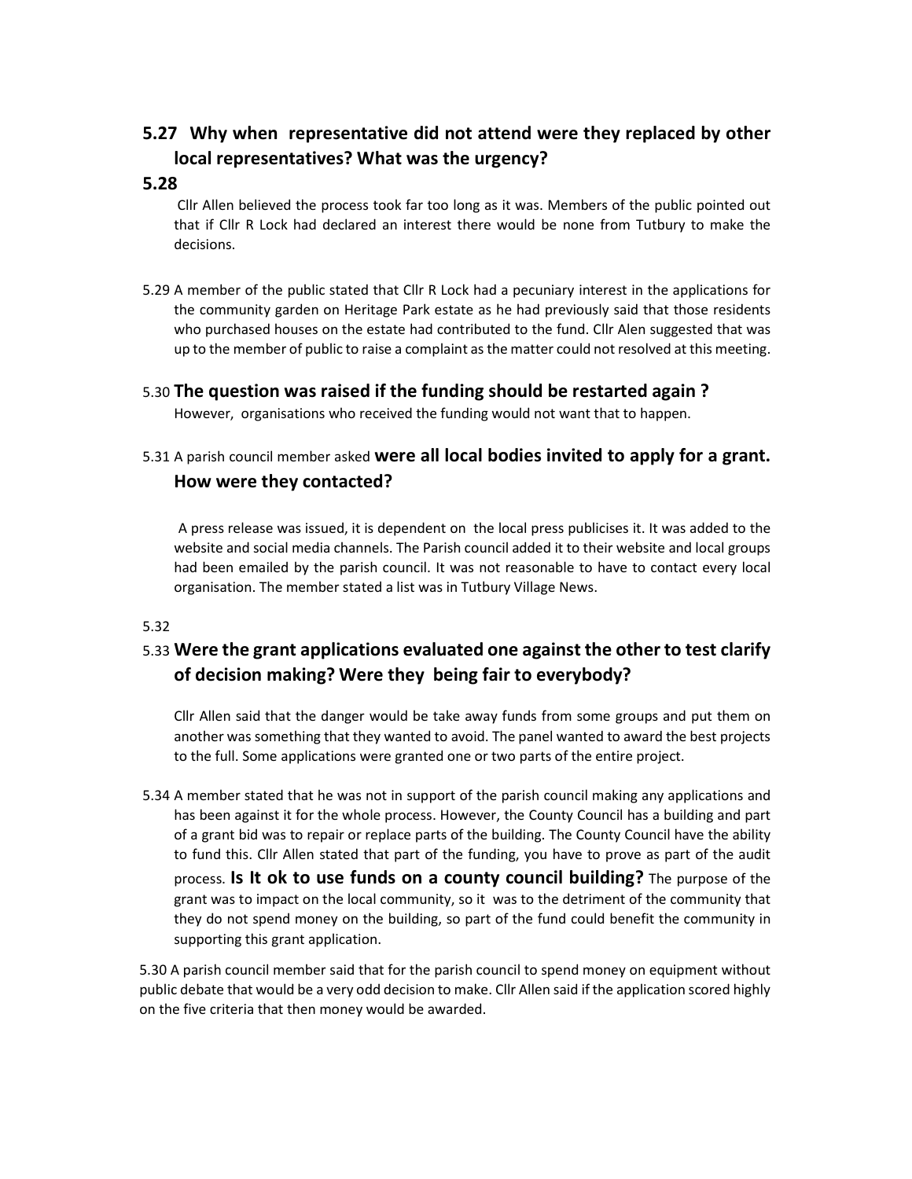**5.27 Why when representative did not attend were they replaced by other local representatives? What was the urgency?**

**5.28**

Cllr Allen believed the process took far too long as it was. Members of the public pointed out that if Cllr R Lock had declared an interest there would be none from Tutbury to make the decisions.

5.29 A member of the public stated that Cllr R Lock had a pecuniary interest in the applications for the community garden on Heritage Park estate as he had previously said that those residents who purchased houses on the estate had contributed to the fund. Cllr Alen suggested that was up to the member of public to raise a complaint as the matter could not resolved at this meeting.

5.30 **The question was raised if the funding should be restarted again ?**
However, organisations who received the funding would not want that to happen.

5.31 A parish council member asked **were all local bodies invited to apply for a grant. How were they contacted?**

A press release was issued, it is dependent on the local press publicises it. It was added to the website and social media channels. The Parish council added it to their website and local groups had been emailed by the parish council. It was not reasonable to have to contact every local organisation. The member stated a list was in Tutbury Village News.

5.32

5.33 **Were the grant applications evaluated one against the other to test clarify of decision making? Were they being fair to everybody?**

Cllr Allen said that the danger would be take away funds from some groups and put them on another was something that they wanted to avoid. The panel wanted to award the best projects to the full. Some applications were granted one or two parts of the entire project.

5.34 A member stated that he was not in support of the parish council making any applications and has been against it for the whole process. However, the County Council has a building and part of a grant bid was to repair or replace parts of the building. The County Council have the ability to fund this. Cllr Allen stated that part of the funding, you have to prove as part of the audit process. **Is It ok to use funds on a county council building?** The purpose of the grant was to impact on the local community, so it was to the detriment of the community that they do not spend money on the building, so part of the fund could benefit the community in supporting this grant application.

5.30 A parish council member said that for the parish council to spend money on equipment without public debate that would be a very odd decision to make. Cllr Allen said if the application scored highly on the five criteria that then money would be awarded.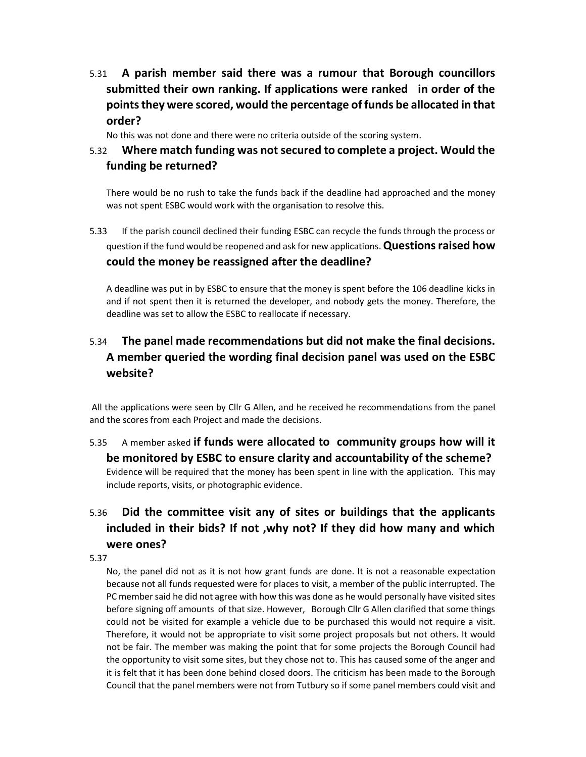5.31 **A parish member said there was a rumour that Borough councillors submitted their own ranking. If applications were ranked in order of the points they were scored, would the percentage of funds be allocated in that order?**

No this was not done and there were no criteria outside of the scoring system.

5.32 **Where match funding was not secured to complete a project. Would the funding be returned?**

There would be no rush to take the funds back if the deadline had approached and the money was not spent ESBC would work with the organisation to resolve this.

5.33 If the parish council declined their funding ESBC can recycle the funds through the process or question if the fund would be reopened and ask for new applications. **Questions raised how could the money be reassigned after the deadline?**

A deadline was put in by ESBC to ensure that the money is spent before the 106 deadline kicks in and if not spent then it is returned the developer, and nobody gets the money. Therefore, the deadline was set to allow the ESBC to reallocate if necessary.

5.34 **The panel made recommendations but did not make the final decisions. A member queried the wording final decision panel was used on the ESBC website?**

All the applications were seen by Cllr G Allen, and he received he recommendations from the panel and the scores from each Project and made the decisions.

5.35 A member asked **if funds were allocated to community groups how will it be monitored by ESBC to ensure clarity and accountability of the scheme?**

Evidence will be required that the money has been spent in line with the application. This may include reports, visits, or photographic evidence.

5.36 **Did the committee visit any of sites or buildings that the applicants included in their bids? If not ,why not? If they did how many and which were ones?**

5.37

No, the panel did not as it is not how grant funds are done. It is not a reasonable expectation because not all funds requested were for places to visit, a member of the public interrupted. The PC member said he did not agree with how this was done as he would personally have visited sites before signing off amounts of that size. However, Borough Cllr G Allen clarified that some things could not be visited for example a vehicle due to be purchased this would not require a visit. Therefore, it would not be appropriate to visit some project proposals but not others. It would not be fair. The member was making the point that for some projects the Borough Council had the opportunity to visit some sites, but they chose not to. This has caused some of the anger and it is felt that it has been done behind closed doors. The criticism has been made to the Borough Council that the panel members were not from Tutbury so if some panel members could visit and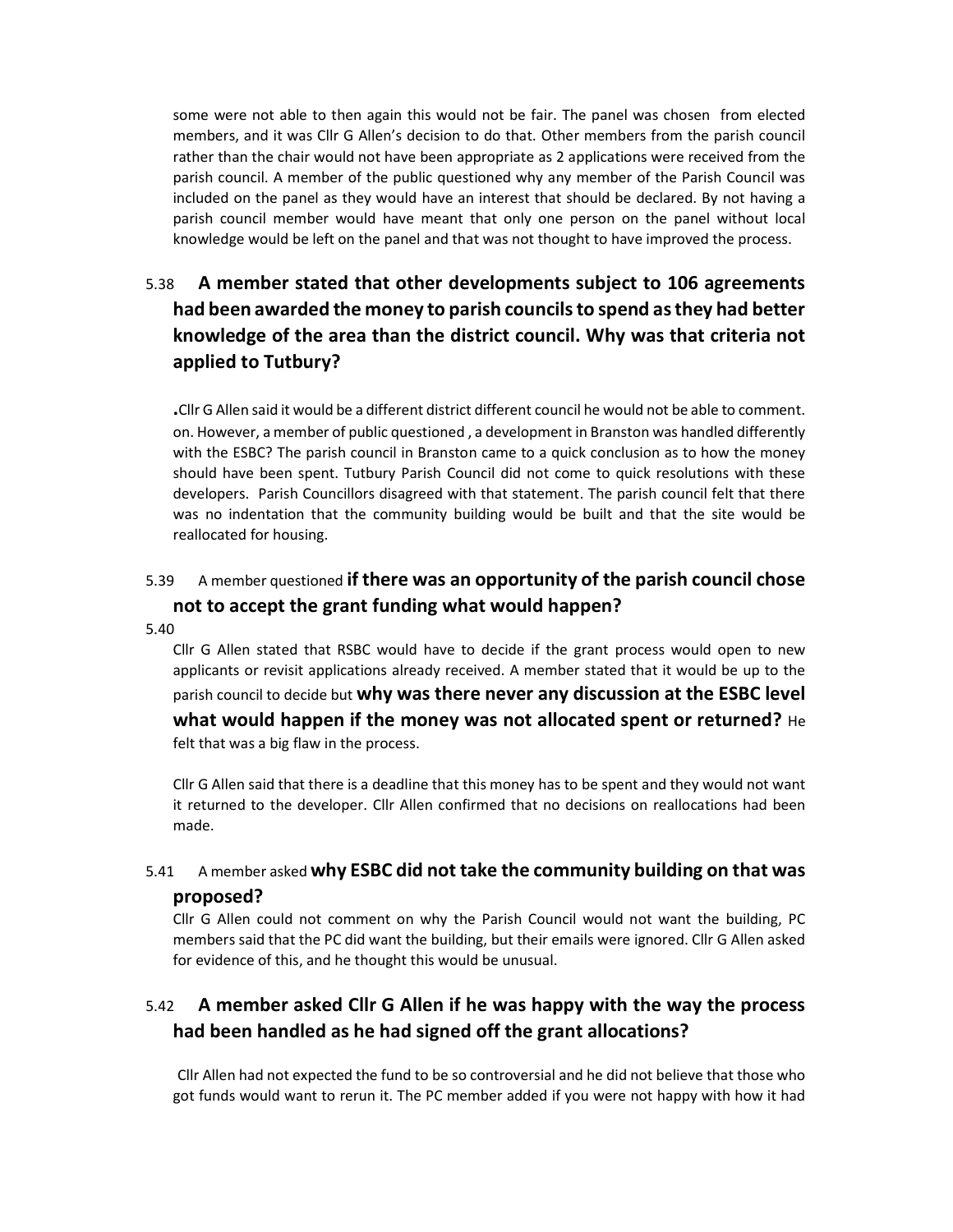some were not able to then again this would not be fair. The panel was chosen from elected members, and it was Cllr G Allen's decision to do that. Other members from the parish council rather than the chair would not have been appropriate as 2 applications were received from the parish council. A member of the public questioned why any member of the Parish Council was included on the panel as they would have an interest that should be declared. By not having a parish council member would have meant that only one person on the panel without local knowledge would be left on the panel and that was not thought to have improved the process.

5.38 **A member stated that other developments subject to 106 agreements had been awarded the money to parish councils to spend as they had better knowledge of the area than the district council. Why was that criteria not applied to Tutbury?**

**.**Cllr G Allen said it would be a different district different council he would not be able to comment. on. However, a member of public questioned , a development in Branston was handled differently with the ESBC? The parish council in Branston came to a quick conclusion as to how the money should have been spent. Tutbury Parish Council did not come to quick resolutions with these developers. Parish Councillors disagreed with that statement. The parish council felt that there was no indentation that the community building would be built and that the site would be reallocated for housing.

5.39 A member questioned **if there was an opportunity of the parish council chose not to accept the grant funding what would happen?**

5.40

Cllr G Allen stated that RSBC would have to decide if the grant process would open to new applicants or revisit applications already received. A member stated that it would be up to the parish council to decide but **why was there never any discussion at the ESBC level what would happen if the money was not allocated spent or returned?** He felt that was a big flaw in the process.

Cllr G Allen said that there is a deadline that this money has to be spent and they would not want it returned to the developer. Cllr Allen confirmed that no decisions on reallocations had been made.

5.41 A member asked **why ESBC did not take the community building on that was proposed?**

Cllr G Allen could not comment on why the Parish Council would not want the building, PC members said that the PC did want the building, but their emails were ignored. Cllr G Allen asked for evidence of this, and he thought this would be unusual.

5.42 **A member asked Cllr G Allen if he was happy with the way the process had been handled as he had signed off the grant allocations?**

Cllr Allen had not expected the fund to be so controversial and he did not believe that those who got funds would want to rerun it. The PC member added if you were not happy with how it had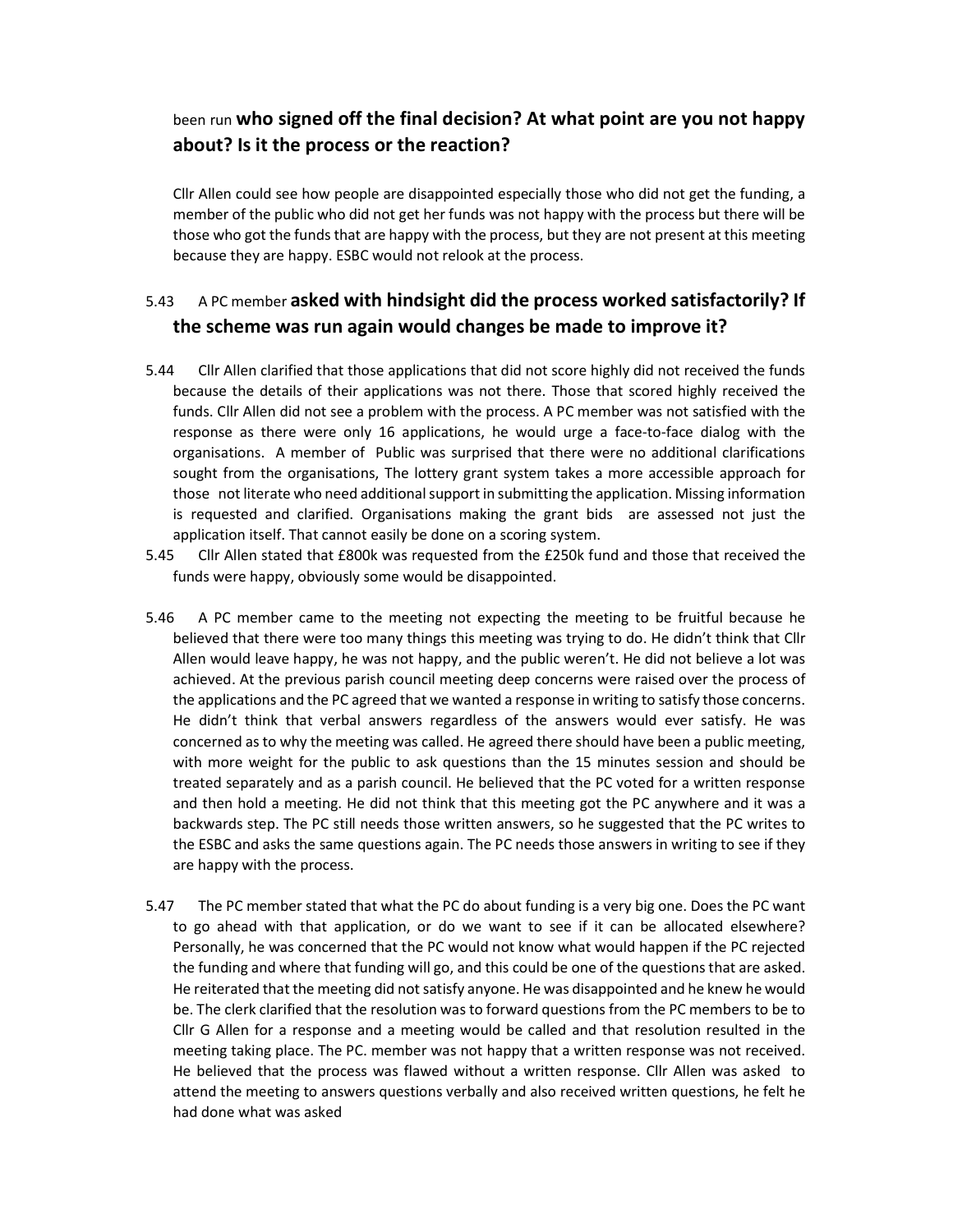been run **who signed off the final decision? At what point are you not happy about? Is it the process or the reaction?**

Cllr Allen could see how people are disappointed especially those who did not get the funding, a member of the public who did not get her funds was not happy with the process but there will be those who got the funds that are happy with the process, but they are not present at this meeting because they are happy. ESBC would not relook at the process.

5.43 A PC member **asked with hindsight did the process worked satisfactorily? If the scheme was run again would changes be made to improve it?**

5.44 Cllr Allen clarified that those applications that did not score highly did not received the funds because the details of their applications was not there. Those that scored highly received the funds. Cllr Allen did not see a problem with the process. A PC member was not satisfied with the response as there were only 16 applications, he would urge a face-to-face dialog with the organisations. A member of Public was surprised that there were no additional clarifications sought from the organisations, The lottery grant system takes a more accessible approach for those not literate who need additional support in submitting the application. Missing information is requested and clarified. Organisations making the grant bids are assessed not just the application itself. That cannot easily be done on a scoring system.

5.45 Cllr Allen stated that £800k was requested from the £250k fund and those that received the funds were happy, obviously some would be disappointed.

5.46 A PC member came to the meeting not expecting the meeting to be fruitful because he believed that there were too many things this meeting was trying to do. He didn't think that Cllr Allen would leave happy, he was not happy, and the public weren't. He did not believe a lot was achieved. At the previous parish council meeting deep concerns were raised over the process of the applications and the PC agreed that we wanted a response in writing to satisfy those concerns. He didn't think that verbal answers regardless of the answers would ever satisfy. He was concerned as to why the meeting was called. He agreed there should have been a public meeting, with more weight for the public to ask questions than the 15 minutes session and should be treated separately and as a parish council. He believed that the PC voted for a written response and then hold a meeting. He did not think that this meeting got the PC anywhere and it was a backwards step. The PC still needs those written answers, so he suggested that the PC writes to the ESBC and asks the same questions again. The PC needs those answers in writing to see if they are happy with the process.

5.47 The PC member stated that what the PC do about funding is a very big one. Does the PC want to go ahead with that application, or do we want to see if it can be allocated elsewhere? Personally, he was concerned that the PC would not know what would happen if the PC rejected the funding and where that funding will go, and this could be one of the questions that are asked. He reiterated that the meeting did not satisfy anyone. He was disappointed and he knew he would be. The clerk clarified that the resolution was to forward questions from the PC members to be to Cllr G Allen for a response and a meeting would be called and that resolution resulted in the meeting taking place. The PC. member was not happy that a written response was not received. He believed that the process was flawed without a written response. Cllr Allen was asked to attend the meeting to answers questions verbally and also received written questions, he felt he had done what was asked